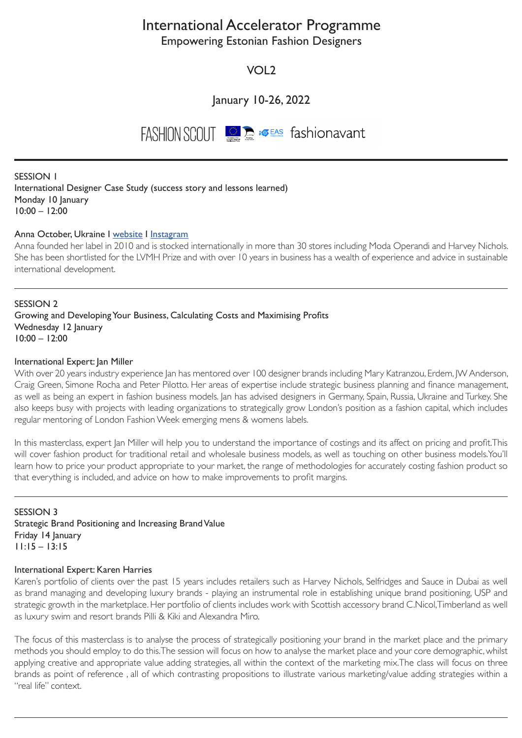# International Accelerator Programme

## Empowering Estonian Fashion Designers

## VOL2

## January 10-26, 2022

FASHION SCOUT | EAS | fashionavant

---

SESSION 1
International Designer Case Study (success story and lessons learned)
Monday 10 January
10:00 – 12:00

**Anna October, Ukraine I website I Instagram**

Anna founded her label in 2010 and is stocked internationally in more than 30 stores including Moda Operandi and Harvey Nichols. She has been shortlisted for the LVMH Prize and with over 10 years in business has a wealth of experience and advice in sustainable international development.

---

SESSION 2
Growing and Developing Your Business, Calculating Costs and Maximising Profits
Wednesday 12 January
10:00 – 12:00

**International Expert: Jan Miller**

With over 20 years industry experience Jan has mentored over 100 designer brands including Mary Katranzou, Erdem, JW Anderson, Craig Green, Simone Rocha and Peter Pilotto. Her areas of expertise include strategic business planning and finance management, as well as being an expert in fashion business models. Jan has advised designers in Germany, Spain, Russia, Ukraine and Turkey. She also keeps busy with projects with leading organizations to strategically grow London's position as a fashion capital, which includes regular mentoring of London Fashion Week emerging mens & womens labels.

In this masterclass, expert Jan Miller will help you to understand the importance of costings and its affect on pricing and profit. This will cover fashion product for traditional retail and wholesale business models, as well as touching on other business models. You'll learn how to price your product appropriate to your market, the range of methodologies for accurately costing fashion product so that everything is included, and advice on how to make improvements to profit margins.

---

SESSION 3
Strategic Brand Positioning and Increasing Brand Value
Friday 14 January
11:15 – 13:15

**International Expert: Karen Harries**

Karen's portfolio of clients over the past 15 years includes retailers such as Harvey Nichols, Selfridges and Sauce in Dubai as well as brand managing and developing luxury brands - playing an instrumental role in establishing unique brand positioning, USP and strategic growth in the marketplace. Her portfolio of clients includes work with Scottish accessory brand C.Nicol, Timberland as well as luxury swim and resort brands Pilli & Kiki and Alexandra Miro.

The focus of this masterclass is to analyse the process of strategically positioning your brand in the market place and the primary methods you should employ to do this. The session will focus on how to analyse the market place and your core demographic, whilst applying creative and appropriate value adding strategies, all within the context of the marketing mix. The class will focus on three brands as point of reference , all of which contrasting propositions to illustrate various marketing/value adding strategies within a "real life" context.

---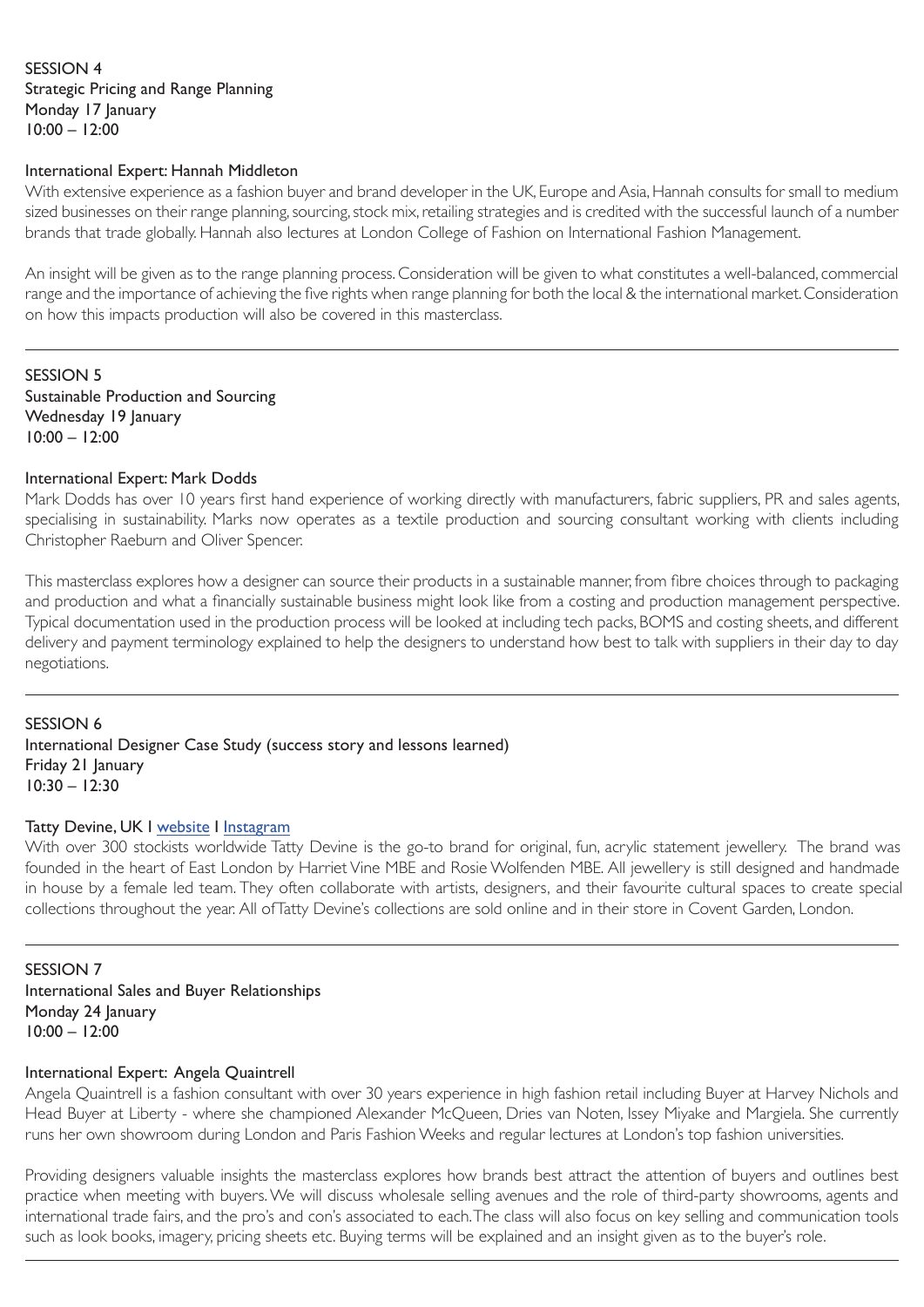SESSION 4
Strategic Pricing and Range Planning
Monday 17 January
10:00 – 12:00

International Expert: Hannah Middleton
With extensive experience as a fashion buyer and brand developer in the UK, Europe and Asia, Hannah consults for small to medium sized businesses on their range planning, sourcing, stock mix, retailing strategies and is credited with the successful launch of a number brands that trade globally. Hannah also lectures at London College of Fashion on International Fashion Management.

An insight will be given as to the range planning process. Consideration will be given to what constitutes a well-balanced, commercial range and the importance of achieving the five rights when range planning for both the local & the international market. Consideration on how this impacts production will also be covered in this masterclass.

---

SESSION 5
Sustainable Production and Sourcing
Wednesday 19 January
10:00 – 12:00

International Expert: Mark Dodds
Mark Dodds has over 10 years first hand experience of working directly with manufacturers, fabric suppliers, PR and sales agents, specialising in sustainability. Marks now operates as a textile production and sourcing consultant working with clients including Christopher Raeburn and Oliver Spencer.

This masterclass explores how a designer can source their products in a sustainable manner, from fibre choices through to packaging and production and what a financially sustainable business might look like from a costing and production management perspective. Typical documentation used in the production process will be looked at including tech packs, BOMS and costing sheets, and different delivery and payment terminology explained to help the designers to understand how best to talk with suppliers in their day to day negotiations.

---

SESSION 6
International Designer Case Study (success story and lessons learned)
Friday 21 January
10:30 – 12:30

Tatty Devine, UK I website I Instagram
With over 300 stockists worldwide Tatty Devine is the go-to brand for original, fun, acrylic statement jewellery. The brand was founded in the heart of East London by Harriet Vine MBE and Rosie Wolfenden MBE. All jewellery is still designed and handmade in house by a female led team. They often collaborate with artists, designers, and their favourite cultural spaces to create special collections throughout the year. All of Tatty Devine's collections are sold online and in their store in Covent Garden, London.

---

SESSION 7
International Sales and Buyer Relationships
Monday 24 January
10:00 – 12:00

International Expert: Angela Quaintrell
Angela Quaintrell is a fashion consultant with over 30 years experience in high fashion retail including Buyer at Harvey Nichols and Head Buyer at Liberty - where she championed Alexander McQueen, Dries van Noten, Issey Miyake and Margiela. She currently runs her own showroom during London and Paris Fashion Weeks and regular lectures at London's top fashion universities.

Providing designers valuable insights the masterclass explores how brands best attract the attention of buyers and outlines best practice when meeting with buyers. We will discuss wholesale selling avenues and the role of third-party showrooms, agents and international trade fairs, and the pro's and con's associated to each. The class will also focus on key selling and communication tools such as look books, imagery, pricing sheets etc. Buying terms will be explained and an insight given as to the buyer's role.

---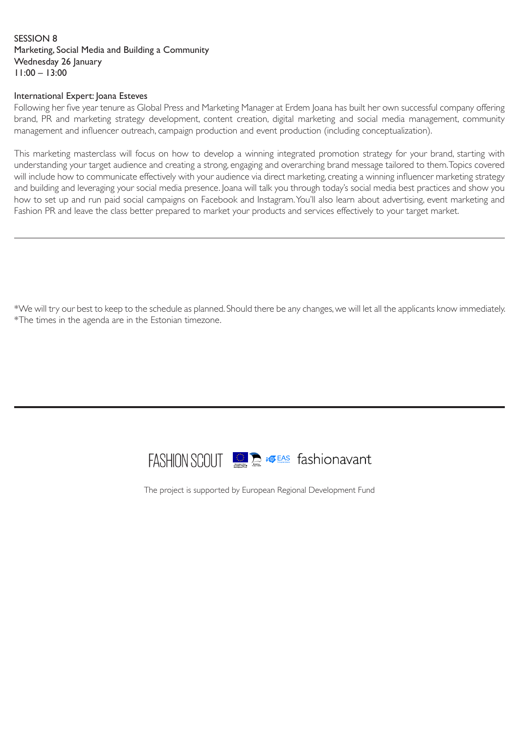SESSION 8
Marketing, Social Media and Building a Community
Wednesday 26 January
11:00 – 13:00

International Expert: Joana Esteves

Following her five year tenure as Global Press and Marketing Manager at Erdem Joana has built her own successful company offering brand, PR and marketing strategy development, content creation, digital marketing and social media management, community management and influencer outreach, campaign production and event production (including conceptualization).

This marketing masterclass will focus on how to develop a winning integrated promotion strategy for your brand, starting with understanding your target audience and creating a strong, engaging and overarching brand message tailored to them. Topics covered will include how to communicate effectively with your audience via direct marketing, creating a winning influencer marketing strategy and building and leveraging your social media presence. Joana will talk you through today's social media best practices and show you how to set up and run paid social campaigns on Facebook and Instagram. You'll also learn about advertising, event marketing and Fashion PR and leave the class better prepared to market your products and services effectively to your target market.

---

*We will try our best to keep to the schedule as planned. Should there be any changes, we will let all the applicants know immediately.
*The times in the agenda are in the Estonian timezone.

---

FASHION SCOUT EAS fashionavant

The project is supported by European Regional Development Fund